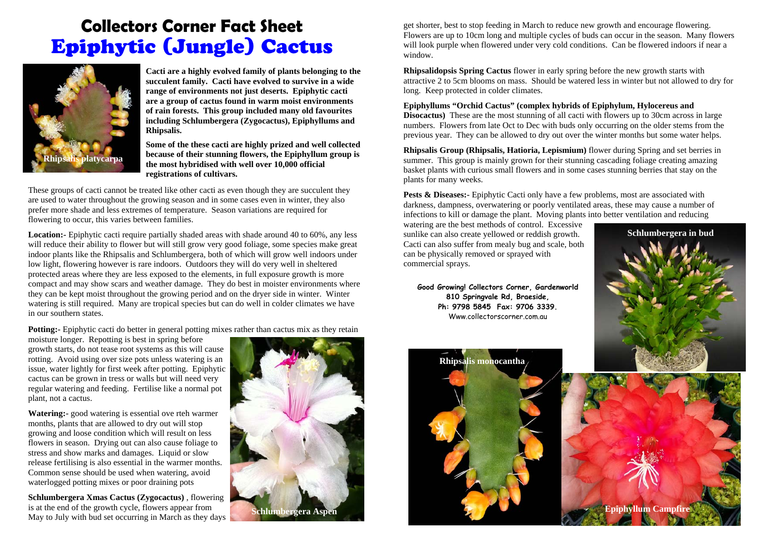# Collectors Corner Fact Sheet

# Epiphytic (Jungle) Cactus

Rhipsalis platycarpa

**Cacti are a highly evolved family of plants belonging to the succulent family. Cacti have evolved to survive in a wide range of environments not just deserts. Epiphytic cacti are a group of cactus found in warm moist environments of rain forests. This group included many old favourites including Schlumbergera (Zygocactus), Epiphyllums and Rhipsalis.**

**Some of the these cacti are highly prized and well collected because of their stunning flowers, the Epiphyllum group is the most hybridised with well over 10,000 official registrations of cultivars.**

These groups of cacti cannot be treated like other cacti as even though they are succulent they are used to water throughout the growing season and in some cases even in winter, they also prefer more shade and less extremes of temperature. Season variations are required for flowering to occur, this varies between families.

**Location:-** Epiphytic cacti require partially shaded areas with shade around 40 to 60%, any less will reduce their ability to flower but will still grow very good foliage, some species make great indoor plants like the Rhipsalis and Schlumbergera, both of which will grow well indoors under low light, flowering however is rare indoors. Outdoors they will do very well in sheltered protected areas where they are less exposed to the elements, in full exposure growth is more compact and may show scars and weather damage. They do best in moister environments where they can be kept moist throughout the growing period and on the dryer side in winter. Winter watering is still required. Many are tropical species but can do well in colder climates we have in our southern states.

**Potting:-** Epiphytic cacti do better in general potting mixes rather than cactus mix as they retain moisture longer. Repotting is best in spring before growth starts, do not tease root systems as this will cause rotting. Avoid using over size pots unless watering is an issue, water lightly for first week after potting. Epiphytic cactus can be grown in tress or walls but will need very regular watering and feeding. Fertilise like a normal pot plant, not a cactus.

**Watering:-** good watering is essential ove rteh warmer months, plants that are allowed to dry out will stop growing and loose condition which will result on less flowers in season. Drying out can also cause foliage to stress and show marks and damages. Liquid or slow release fertilising is also essential in the warmer months. Common sense should be used when watering, avoid waterlogged potting mixes or poor draining pots

Schlumbergera Aspen

**Schlumbergera Xmas Cactus (Zygocactus)** , flowering is at the end of the growth cycle, flowers appear from May to July with bud set occurring in March as they days get shorter, best to stop feeding in March to reduce new growth and encourage flowering. Flowers are up to 10cm long and multiple cycles of buds can occur in the season. Many flowers will look purple when flowered under very cold conditions. Can be flowered indoors if near a window.

**Rhipsalidopsis Spring Cactus** flower in early spring before the new growth starts with attractive 2 to 5cm blooms on mass. Should be watered less in winter but not allowed to dry for long. Keep protected in colder climates.

**Epiphyllums "Orchid Cactus" (complex hybrids of Epiphylum, Hylocereus and Disocactus)** These are the most stunning of all cacti with flowers up to 30cm across in large numbers. Flowers from late Oct to Dec with buds only occurring on the older stems from the previous year. They can be allowed to dry out over the winter months but some water helps.

**Rhipsalis Group (Rhipsalis, Hatioria, Lepismium)** flower during Spring and set berries in summer. This group is mainly grown for their stunning cascading foliage creating amazing basket plants with curious small flowers and in some cases stunning berries that stay on the plants for many weeks.

**Pests & Diseases:-** Epiphytic Cacti only have a few problems, most are associated with darkness, dampness, overwatering or poorly ventilated areas, these may cause a number of infections to kill or damage the plant. Moving plants into better ventilation and reducing watering are the best methods of control. Excessive sunlike can also create yellowed or reddish growth. Cacti can also suffer from mealy bug and scale, both can be physically removed or sprayed with commercial sprays.

Schlumbergera in bud

**Good Growing! Collectors Corner, Gardenworld**
**810 Springvale Rd, Braeside,**
**Ph: 9798 5845 Fax: 9706 3339.**
Www.collectorscorner.com.au

Rhipsalis monocantha

Epiphyllum Campfire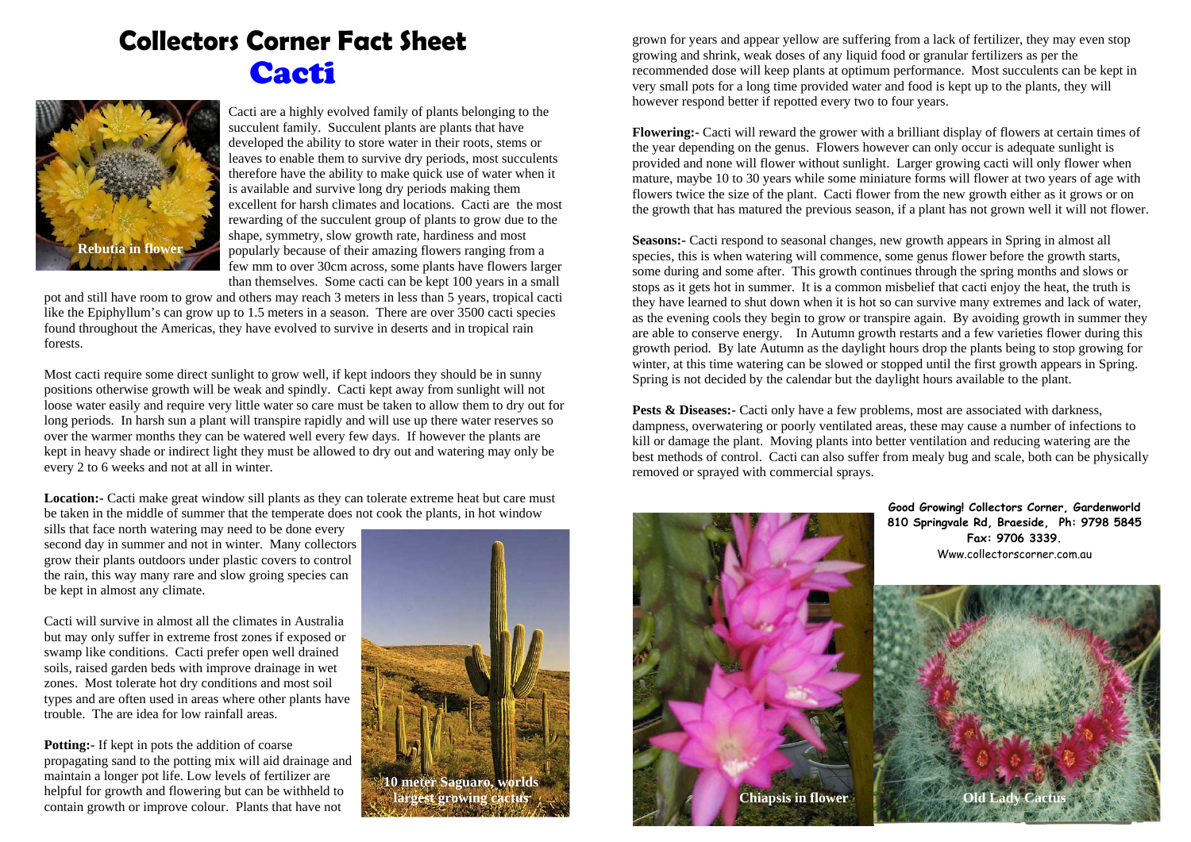# Collectors Corner Fact Sheet

# Cacti

Rebutia in flower

Cacti are a highly evolved family of plants belonging to the succulent family. Succulent plants are plants that have developed the ability to store water in their roots, stems or leaves to enable them to survive dry periods, most succulents therefore have the ability to make quick use of water when it is available and survive long dry periods making them excellent for harsh climates and locations. Cacti are the most rewarding of the succulent group of plants to grow due to the shape, symmetry, slow growth rate, hardiness and most popularly because of their amazing flowers ranging from a few mm to over 30cm across, some plants have flowers larger than themselves. Some cacti can be kept 100 years in a small pot and still have room to grow and others may reach 3 meters in less than 5 years, tropical cacti like the Epiphyllum's can grow up to 1.5 meters in a season. There are over 3500 cacti species found throughout the Americas, they have evolved to survive in deserts and in tropical rain forests.

Most cacti require some direct sunlight to grow well, if kept indoors they should be in sunny positions otherwise growth will be weak and spindly. Cacti kept away from sunlight will not loose water easily and require very little water so care must be taken to allow them to dry out for long periods. In harsh sun a plant will transpire rapidly and will use up there water reserves so over the warmer months they can be watered well every few days. If however the plants are kept in heavy shade or indirect light they must be allowed to dry out and watering may only be every 2 to 6 weeks and not at all in winter.

**Location:-** Cacti make great window sill plants as they can tolerate extreme heat but care must be taken in the middle of summer that the temperate does not cook the plants, in hot window sills that face north watering may need to be done every second day in summer and not in winter. Many collectors grow their plants outdoors under plastic covers to control the rain, this way many rare and slow groing species can be kept in almost any climate.

Cacti will survive in almost all the climates in Australia but may only suffer in extreme frost zones if exposed or swamp like conditions. Cacti prefer open well drained soils, raised garden beds with improve drainage in wet zones. Most tolerate hot dry conditions and most soil types and are often used in areas where other plants have trouble. The are idea for low rainfall areas.

10 meter Saguaro, worlds largest growing cactus

**Potting:-** If kept in pots the addition of coarse propagating sand to the potting mix will aid drainage and maintain a longer pot life. Low levels of fertilizer are helpful for growth and flowering but can be withheld to contain growth or improve colour. Plants that have not grown for years and appear yellow are suffering from a lack of fertilizer, they may even stop growing and shrink, weak doses of any liquid food or granular fertilizers as per the recommended dose will keep plants at optimum performance. Most succulents can be kept in very small pots for a long time provided water and food is kept up to the plants, they will however respond better if repotted every two to four years.

**Flowering:-** Cacti will reward the grower with a brilliant display of flowers at certain times of the year depending on the genus. Flowers however can only occur is adequate sunlight is provided and none will flower without sunlight. Larger growing cacti will only flower when mature, maybe 10 to 30 years while some miniature forms will flower at two years of age with flowers twice the size of the plant. Cacti flower from the new growth either as it grows or on the growth that has matured the previous season, if a plant has not grown well it will not flower.

**Seasons:-** Cacti respond to seasonal changes, new growth appears in Spring in almost all species, this is when watering will commence, some genus flower before the growth starts, some during and some after. This growth continues through the spring months and slows or stops as it gets hot in summer. It is a common misbelief that cacti enjoy the heat, the truth is they have learned to shut down when it is hot so can survive many extremes and lack of water, as the evening cools they begin to grow or transpire again. By avoiding growth in summer they are able to conserve energy. In Autumn growth restarts and a few varieties flower during this growth period. By late Autumn as the daylight hours drop the plants being to stop growing for winter, at this time watering can be slowed or stopped until the first growth appears in Spring. Spring is not decided by the calendar but the daylight hours available to the plant.

**Pests & Diseases:-** Cacti only have a few problems, most are associated with darkness, dampness, overwatering or poorly ventilated areas, these may cause a number of infections to kill or damage the plant. Moving plants into better ventilation and reducing watering are the best methods of control. Cacti can also suffer from mealy bug and scale, both can be physically removed or sprayed with commercial sprays.

**Good Growing! Collectors Corner, Gardenworld**
**810 Springvale Rd, Braeside, Ph: 9798 5845**
**Fax: 9706 3339.**
Www.collectorscorner.com.au

Chiapsis in flower

Old Lady Cactus